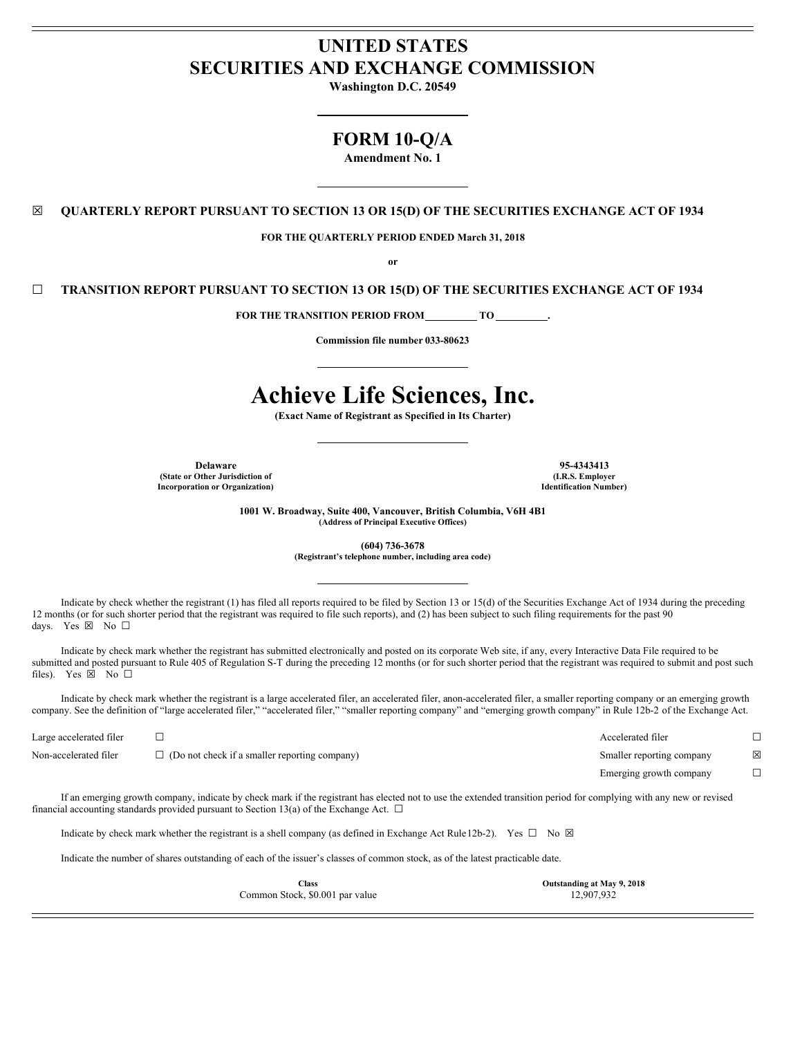# UNITED STATES
# SECURITIES AND EXCHANGE COMMISSION

**Washington D.C. 20549**

## FORM 10-Q/A

**Amendment No. 1**

☒ **QUARTERLY REPORT PURSUANT TO SECTION 13 OR 15(D) OF THE SECURITIES EXCHANGE ACT OF 1934**

**FOR THE QUARTERLY PERIOD ENDED March 31, 2018**

**or**

☐ **TRANSITION REPORT PURSUANT TO SECTION 13 OR 15(D) OF THE SECURITIES EXCHANGE ACT OF 1934**

**FOR THE TRANSITION PERIOD FROM \_\_\_\_\_\_\_\_\_ TO \_\_\_\_\_\_\_\_\_.**

**Commission file number 033-80623**

# Achieve Life Sciences, Inc.

**(Exact Name of Registrant as Specified in Its Charter)**

| **Delaware** | **95-4343413** |
|---|---|
| **(State or Other Jurisdiction of Incorporation or Organization)** | **(I.R.S. Employer Identification Number)** |

**1001 W. Broadway, Suite 400, Vancouver, British Columbia, V6H 4B1**
**(Address of Principal Executive Offices)**

**(604) 736-3678**
**(Registrant's telephone number, including area code)**

Indicate by check whether the registrant (1) has filed all reports required to be filed by Section 13 or 15(d) of the Securities Exchange Act of 1934 during the preceding 12 months (or for such shorter period that the registrant was required to file such reports), and (2) has been subject to such filing requirements for the past 90 days. Yes ☒ No ☐

Indicate by check mark whether the registrant has submitted electronically and posted on its corporate Web site, if any, every Interactive Data File required to be submitted and posted pursuant to Rule 405 of Regulation S-T during the preceding 12 months (or for such shorter period that the registrant was required to submit and post such files). Yes ☒ No ☐

Indicate by check mark whether the registrant is a large accelerated filer, an accelerated filer, anon-accelerated filer, a smaller reporting company or an emerging growth company. See the definition of "large accelerated filer," "accelerated filer," "smaller reporting company" and "emerging growth company" in Rule 12b-2 of the Exchange Act.

| | | | |
|---|---|---|---|
| Large accelerated filer | ☐ | Accelerated filer | ☐ |
| Non-accelerated filer | ☐ (Do not check if a smaller reporting company) | Smaller reporting company | ☒ |
| | | Emerging growth company | ☐ |

If an emerging growth company, indicate by check mark if the registrant has elected not to use the extended transition period for complying with any new or revised financial accounting standards provided pursuant to Section 13(a) of the Exchange Act. ☐

Indicate by check mark whether the registrant is a shell company (as defined in Exchange Act Rule12b-2). Yes ☐ No ☒

Indicate the number of shares outstanding of each of the issuer's classes of common stock, as of the latest practicable date.

| **Class** | **Outstanding at May 9, 2018** |
|---|---|
| Common Stock, $0.001 par value | 12,907,932 |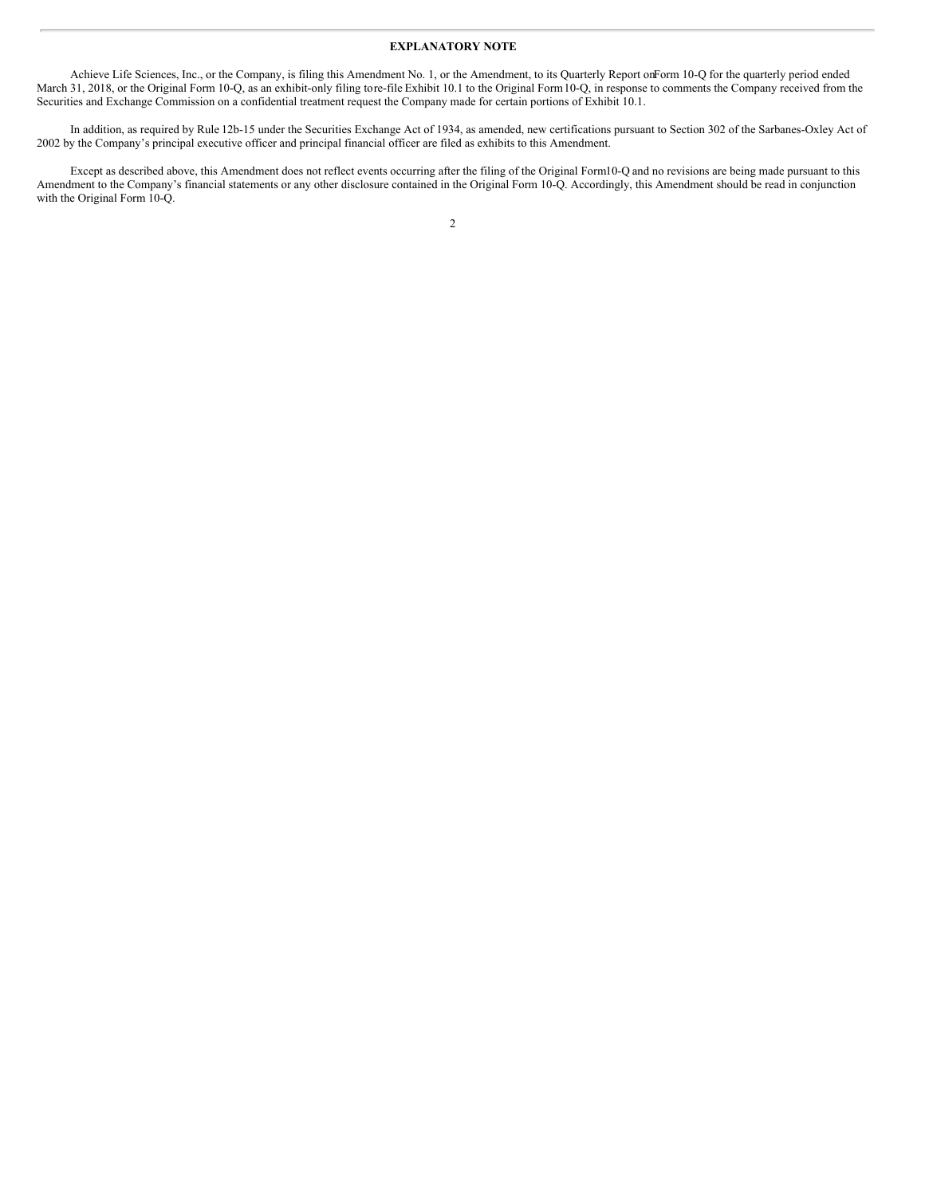**EXPLANATORY NOTE**

Achieve Life Sciences, Inc., or the Company, is filing this Amendment No. 1, or the Amendment, to its Quarterly Report on Form 10-Q for the quarterly period ended March 31, 2018, or the Original Form 10-Q, as an exhibit-only filing to re-file Exhibit 10.1 to the Original Form 10-Q, in response to comments the Company received from the Securities and Exchange Commission on a confidential treatment request the Company made for certain portions of Exhibit 10.1.

In addition, as required by Rule 12b-15 under the Securities Exchange Act of 1934, as amended, new certifications pursuant to Section 302 of the Sarbanes-Oxley Act of 2002 by the Company's principal executive officer and principal financial officer are filed as exhibits to this Amendment.

Except as described above, this Amendment does not reflect events occurring after the filing of the Original Form 10-Q and no revisions are being made pursuant to this Amendment to the Company's financial statements or any other disclosure contained in the Original Form 10-Q. Accordingly, this Amendment should be read in conjunction with the Original Form 10-Q.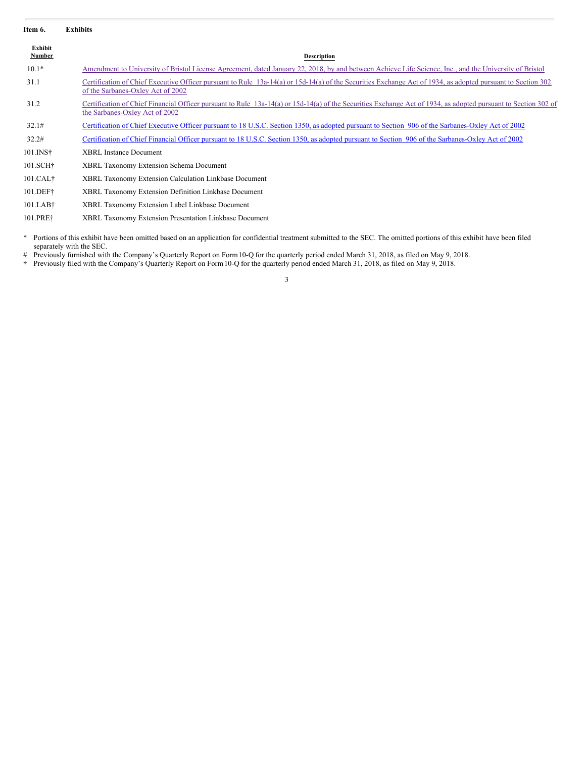## Item 6. Exhibits

| Exhibit Number | Description |
| --- | --- |
| 10.1* | Amendment to University of Bristol License Agreement, dated January 22, 2018, by and between Achieve Life Science, Inc., and the University of Bristol |
| 31.1 | Certification of Chief Executive Officer pursuant to Rule 13a-14(a) or 15d-14(a) of the Securities Exchange Act of 1934, as adopted pursuant to Section 302 of the Sarbanes-Oxley Act of 2002 |
| 31.2 | Certification of Chief Financial Officer pursuant to Rule 13a-14(a) or 15d-14(a) of the Securities Exchange Act of 1934, as adopted pursuant to Section 302 of the Sarbanes-Oxley Act of 2002 |
| 32.1# | Certification of Chief Executive Officer pursuant to 18 U.S.C. Section 1350, as adopted pursuant to Section 906 of the Sarbanes-Oxley Act of 2002 |
| 32.2# | Certification of Chief Financial Officer pursuant to 18 U.S.C. Section 1350, as adopted pursuant to Section 906 of the Sarbanes-Oxley Act of 2002 |
| 101.INS† | XBRL Instance Document |
| 101.SCH† | XBRL Taxonomy Extension Schema Document |
| 101.CAL† | XBRL Taxonomy Extension Calculation Linkbase Document |
| 101.DEF† | XBRL Taxonomy Extension Definition Linkbase Document |
| 101.LAB† | XBRL Taxonomy Extension Label Linkbase Document |
| 101.PRE† | XBRL Taxonomy Extension Presentation Linkbase Document |

\* Portions of this exhibit have been omitted based on an application for confidential treatment submitted to the SEC. The omitted portions of this exhibit have been filed separately with the SEC.

\# Previously furnished with the Company's Quarterly Report on Form 10-Q for the quarterly period ended March 31, 2018, as filed on May 9, 2018.

† Previously filed with the Company's Quarterly Report on Form 10-Q for the quarterly period ended March 31, 2018, as filed on May 9, 2018.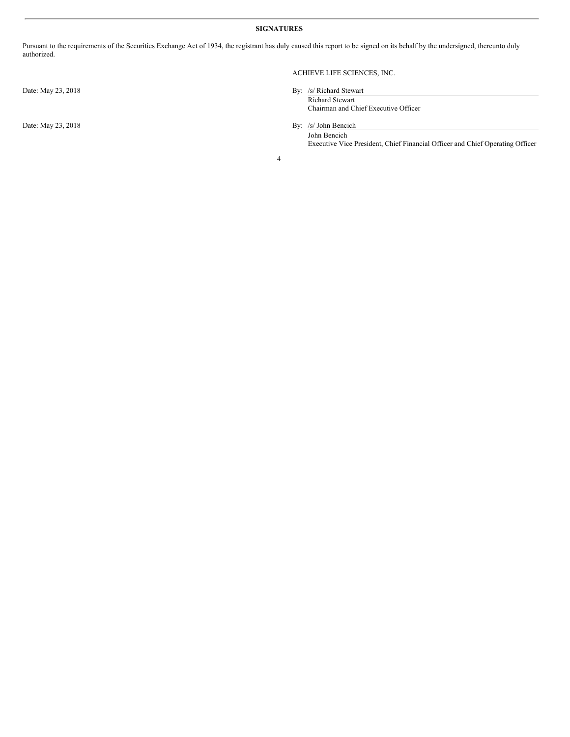**SIGNATURES**

Pursuant to the requirements of the Securities Exchange Act of 1934, the registrant has duly caused this report to be signed on its behalf by the undersigned, thereunto duly authorized.

ACHIEVE LIFE SCIENCES, INC.

Date: May 23, 2018

By: /s/ Richard Stewart
Richard Stewart
Chairman and Chief Executive Officer

Date: May 23, 2018

By: /s/ John Bencich
John Bencich
Executive Vice President, Chief Financial Officer and Chief Operating Officer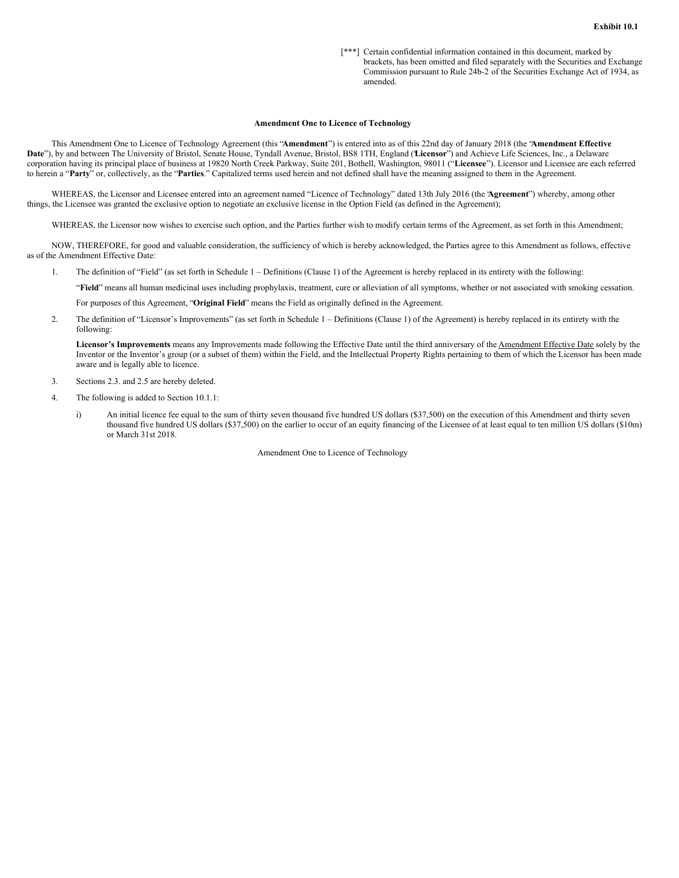**Exhibit 10.1**

[***] Certain confidential information contained in this document, marked by brackets, has been omitted and filed separately with the Securities and Exchange Commission pursuant to Rule 24b-2 of the Securities Exchange Act of 1934, as amended.

**Amendment One to Licence of Technology**

This Amendment One to Licence of Technology Agreement (this "**Amendment**") is entered into as of this 22nd day of January 2018 (the "**Amendment Effective Date**"), by and between The University of Bristol, Senate House, Tyndall Avenue, Bristol, BS8 1TH, England ("**Licensor**") and Achieve Life Sciences, Inc., a Delaware corporation having its principal place of business at 19820 North Creek Parkway, Suite 201, Bothell, Washington, 98011 ("**Licensee**"). Licensor and Licensee are each referred to herein a "**Party**" or, collectively, as the "**Parties**." Capitalized terms used herein and not defined shall have the meaning assigned to them in the Agreement.

WHEREAS, the Licensor and Licensee entered into an agreement named "Licence of Technology" dated 13th July 2016 (the "**Agreement**") whereby, among other things, the Licensee was granted the exclusive option to negotiate an exclusive license in the Option Field (as defined in the Agreement);

WHEREAS, the Licensor now wishes to exercise such option, and the Parties further wish to modify certain terms of the Agreement, as set forth in this Amendment;

NOW, THEREFORE, for good and valuable consideration, the sufficiency of which is hereby acknowledged, the Parties agree to this Amendment as follows, effective as of the Amendment Effective Date:

1. The definition of "Field" (as set forth in Schedule 1 – Definitions (Clause 1) of the Agreement is hereby replaced in its entirety with the following:

   "**Field**" means all human medicinal uses including prophylaxis, treatment, cure or alleviation of all symptoms, whether or not associated with smoking cessation.

   For purposes of this Agreement, "**Original Field**" means the Field as originally defined in the Agreement.

2. The definition of "Licensor's Improvements" (as set forth in Schedule 1 – Definitions (Clause 1) of the Agreement) is hereby replaced in its entirety with the following:

   **Licensor's Improvements** means any Improvements made following the Effective Date until the third anniversary of the Amendment Effective Date solely by the Inventor or the Inventor's group (or a subset of them) within the Field, and the Intellectual Property Rights pertaining to them of which the Licensor has been made aware and is legally able to licence.

3. Sections 2.3. and 2.5 are hereby deleted.

4. The following is added to Section 10.1.1:

   i) An initial licence fee equal to the sum of thirty seven thousand five hundred US dollars ($37,500) on the execution of this Amendment and thirty seven thousand five hundred US dollars ($37,500) on the earlier to occur of an equity financing of the Licensee of at least equal to ten million US dollars ($10m) or March 31st 2018.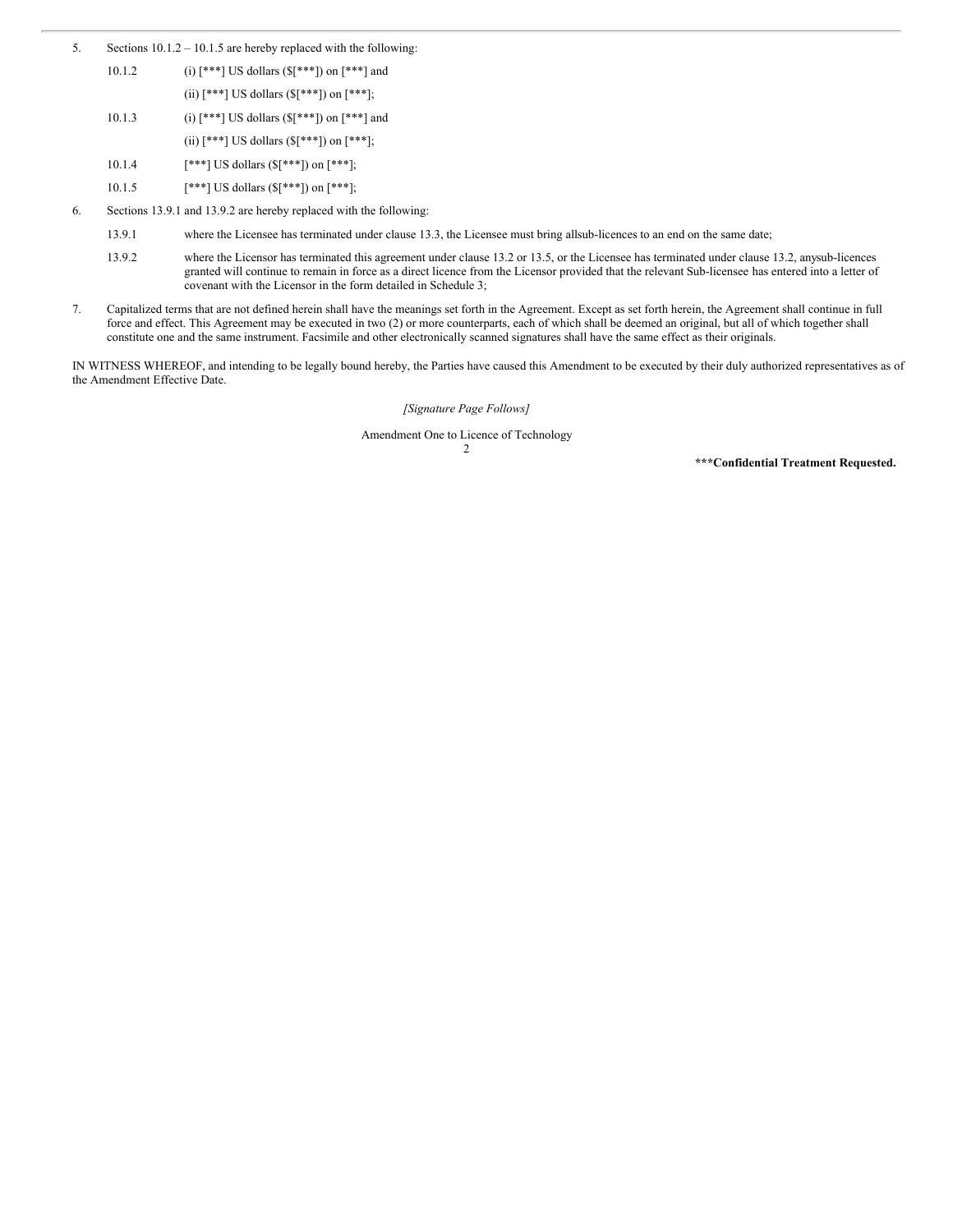5. Sections 10.1.2 – 10.1.5 are hereby replaced with the following:

   10.1.2 (i) [***] US dollars ($[***]) on [***] and

   (ii) [***] US dollars ($[***]) on [***];

   10.1.3 (i) [***] US dollars ($[***]) on [***] and

   (ii) [***] US dollars ($[***]) on [***];

   10.1.4 [***] US dollars ($[***]) on [***];

   10.1.5 [***] US dollars ($[***]) on [***];

6. Sections 13.9.1 and 13.9.2 are hereby replaced with the following:

   13.9.1 where the Licensee has terminated under clause 13.3, the Licensee must bring allsub-licences to an end on the same date;

   13.9.2 where the Licensor has terminated this agreement under clause 13.2 or 13.5, or the Licensee has terminated under clause 13.2, anysub-licences granted will continue to remain in force as a direct licence from the Licensor provided that the relevant Sub-licensee has entered into a letter of covenant with the Licensor in the form detailed in Schedule 3;

7. Capitalized terms that are not defined herein shall have the meanings set forth in the Agreement. Except as set forth herein, the Agreement shall continue in full force and effect. This Agreement may be executed in two (2) or more counterparts, each of which shall be deemed an original, but all of which together shall constitute one and the same instrument. Facsimile and other electronically scanned signatures shall have the same effect as their originals.

IN WITNESS WHEREOF, and intending to be legally bound hereby, the Parties have caused this Amendment to be executed by their duly authorized representatives as of the Amendment Effective Date.

*[Signature Page Follows]*

Amendment One to Licence of Technology

**\*\*\*Confidential Treatment Requested.**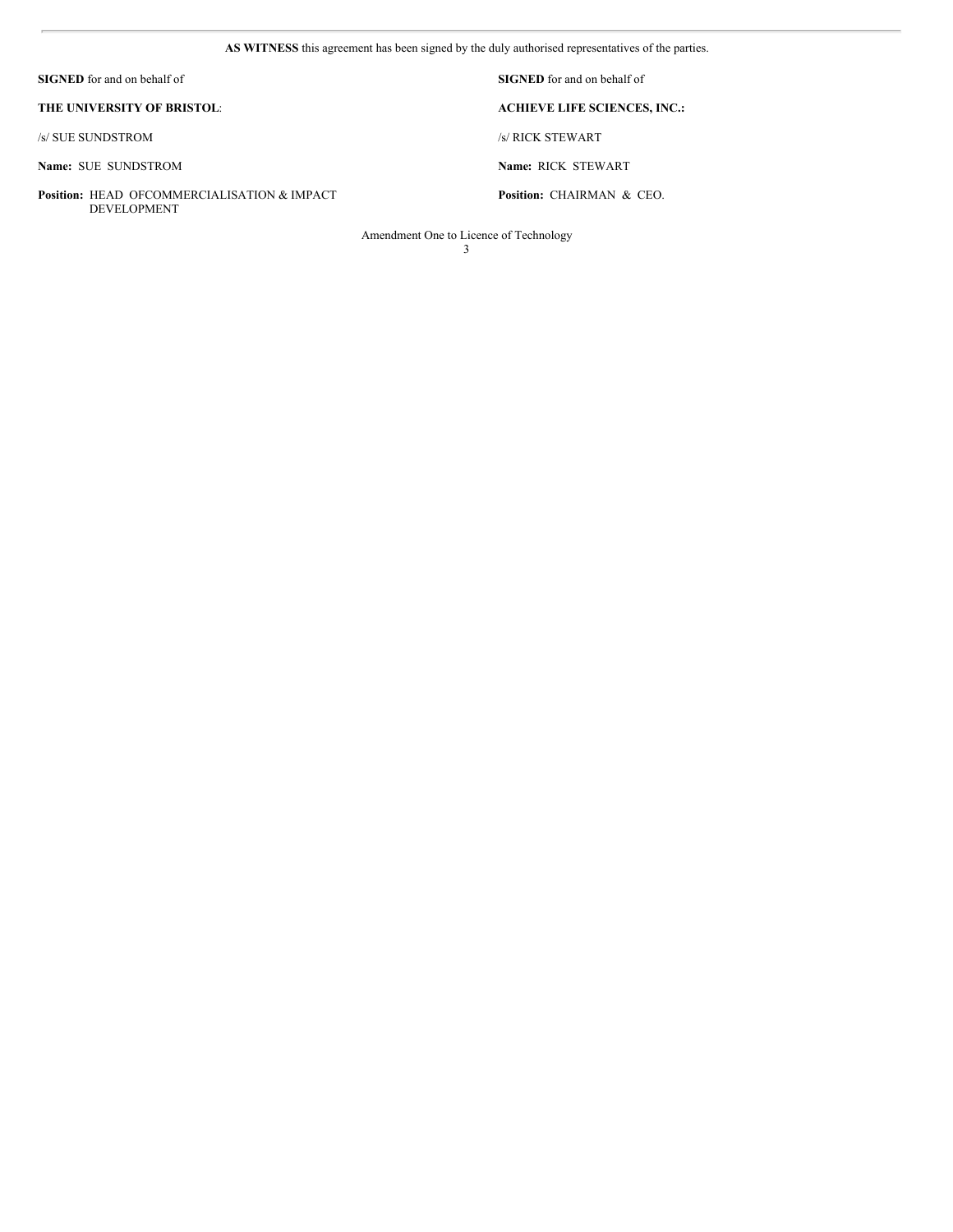**AS WITNESS** this agreement has been signed by the duly authorised representatives of the parties.

**SIGNED** for and on behalf of

**THE UNIVERSITY OF BRISTOL**:

/s/ SUE SUNDSTROM

**Name:** SUE SUNDSTROM

**Position:** HEAD OFCOMMERCIALISATION & IMPACT DEVELOPMENT

**SIGNED** for and on behalf of

**ACHIEVE LIFE SCIENCES, INC.:**

/s/ RICK STEWART

**Name:** RICK STEWART

**Position:** CHAIRMAN & CEO.

Amendment One to Licence of Technology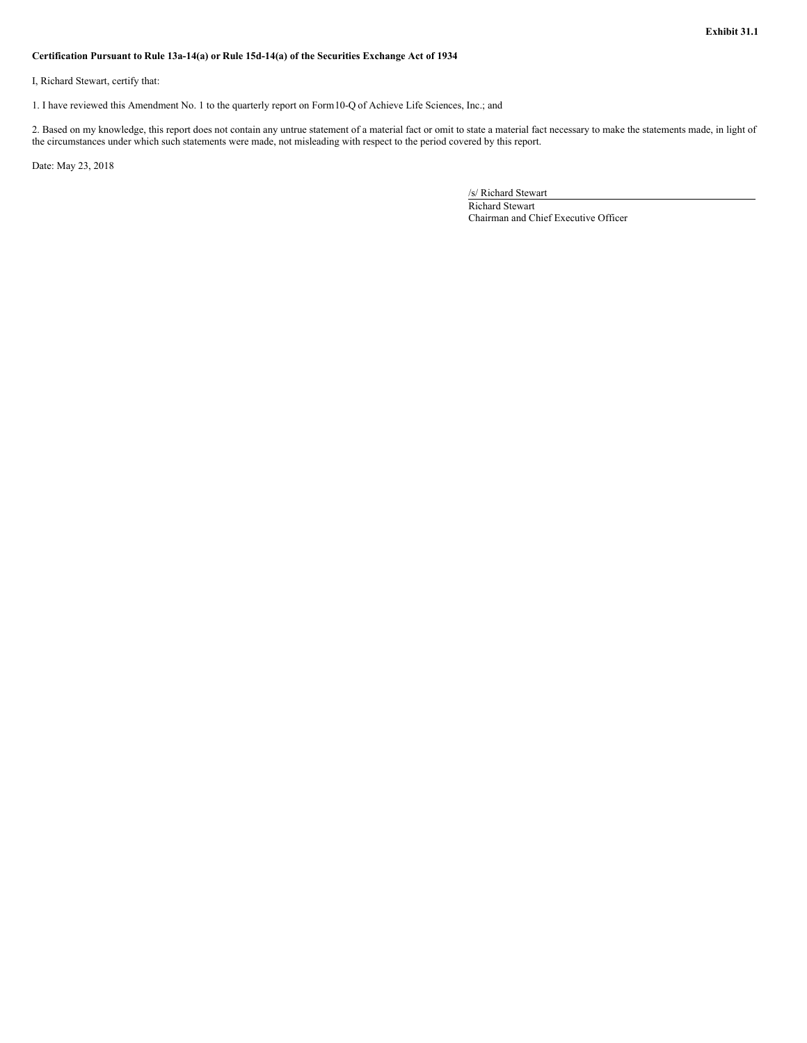**Exhibit 31.1**

**Certification Pursuant to Rule 13a-14(a) or Rule 15d-14(a) of the Securities Exchange Act of 1934**

I, Richard Stewart, certify that:

1. I have reviewed this Amendment No. 1 to the quarterly report on Form10-Q of Achieve Life Sciences, Inc.; and

2. Based on my knowledge, this report does not contain any untrue statement of a material fact or omit to state a material fact necessary to make the statements made, in light of the circumstances under which such statements were made, not misleading with respect to the period covered by this report.

Date: May 23, 2018

/s/ Richard Stewart

Richard Stewart

Chairman and Chief Executive Officer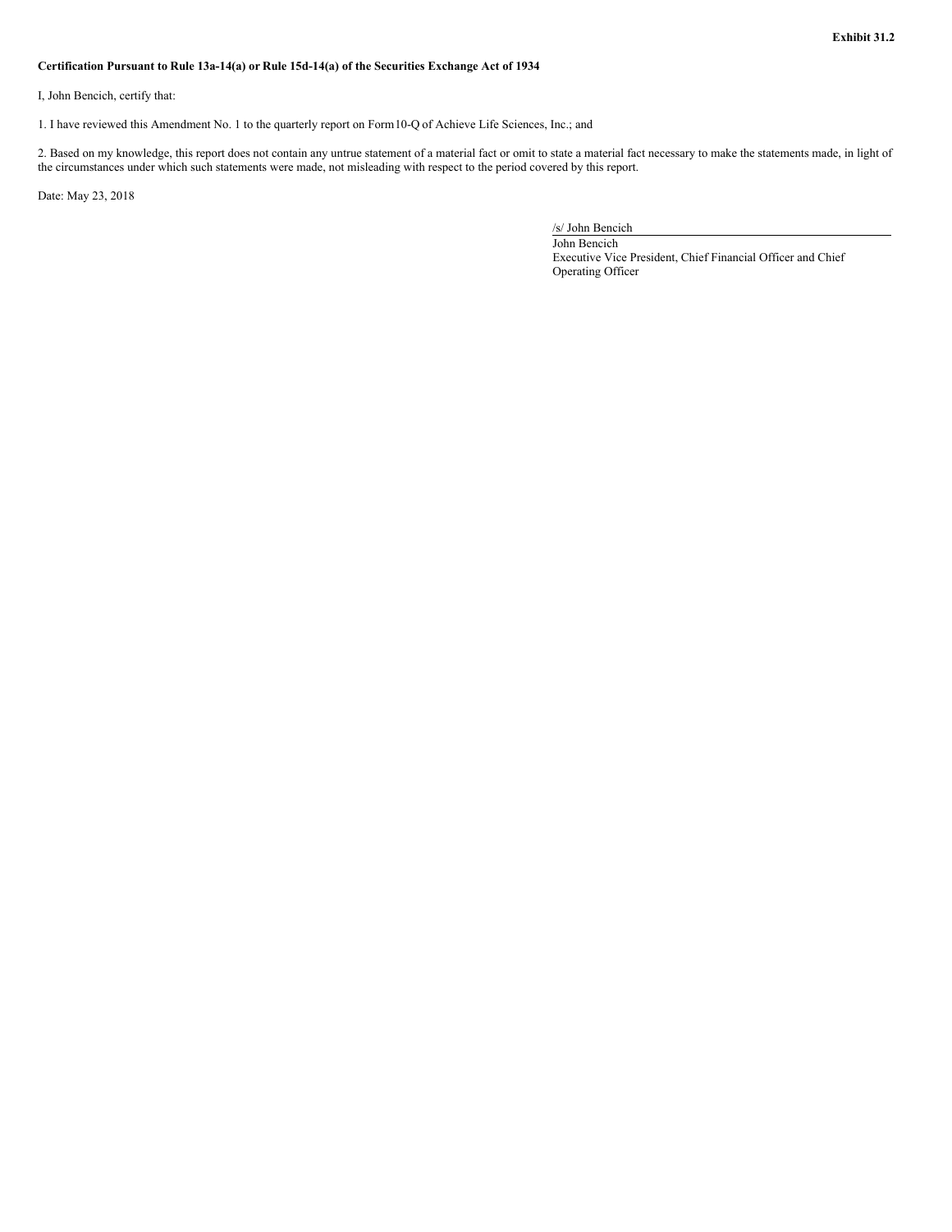**Exhibit 31.2**

**Certification Pursuant to Rule 13a-14(a) or Rule 15d-14(a) of the Securities Exchange Act of 1934**

I, John Bencich, certify that:

1. I have reviewed this Amendment No. 1 to the quarterly report on Form10-Q of Achieve Life Sciences, Inc.; and

2. Based on my knowledge, this report does not contain any untrue statement of a material fact or omit to state a material fact necessary to make the statements made, in light of the circumstances under which such statements were made, not misleading with respect to the period covered by this report.

Date: May 23, 2018

/s/ John Bencich
John Bencich
Executive Vice President, Chief Financial Officer and Chief Operating Officer